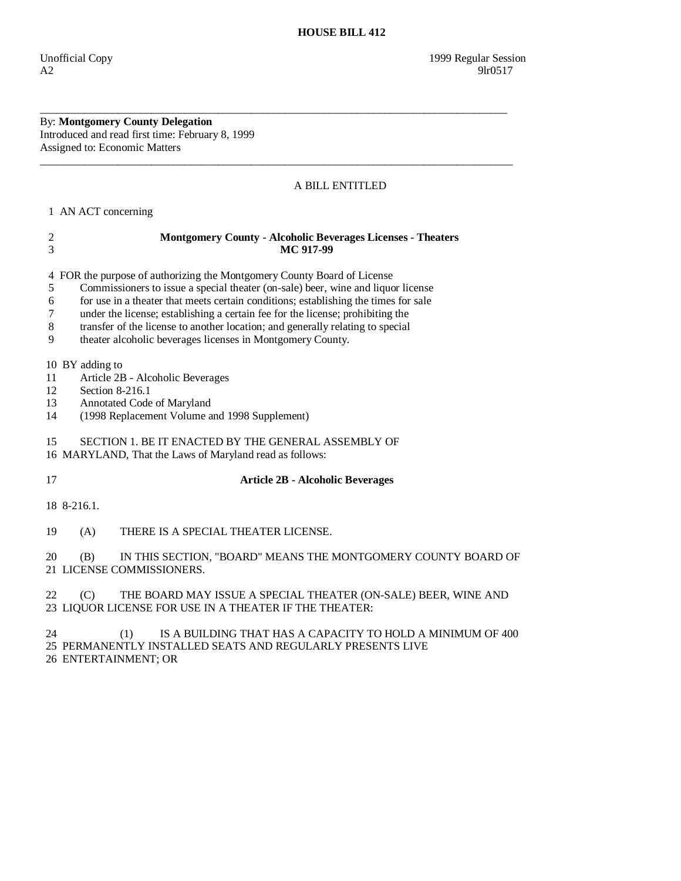# HOUSE BILL 412

Unofficial Copy 1999 Regular Session
A2 9lr0517

---

By: **Montgomery County Delegation**
Introduced and read first time: February 8, 1999
Assigned to: Economic Matters

---

A BILL ENTITLED

1 AN ACT concerning

2 **Montgomery County - Alcoholic Beverages Licenses - Theaters**
3 **MC 917-99**

4 FOR the purpose of authorizing the Montgomery County Board of License
5 Commissioners to issue a special theater (on-sale) beer, wine and liquor license
6 for use in a theater that meets certain conditions; establishing the times for sale
7 under the license; establishing a certain fee for the license; prohibiting the
8 transfer of the license to another location; and generally relating to special
9 theater alcoholic beverages licenses in Montgomery County.

10 BY adding to
11 Article 2B - Alcoholic Beverages
12 Section 8-216.1
13 Annotated Code of Maryland
14 (1998 Replacement Volume and 1998 Supplement)

15 SECTION 1. BE IT ENACTED BY THE GENERAL ASSEMBLY OF
16 MARYLAND, That the Laws of Maryland read as follows:

17 **Article 2B - Alcoholic Beverages**

18 8-216.1.

19 (A) THERE IS A SPECIAL THEATER LICENSE.

20 (B) IN THIS SECTION, "BOARD" MEANS THE MONTGOMERY COUNTY BOARD OF
21 LICENSE COMMISSIONERS.

22 (C) THE BOARD MAY ISSUE A SPECIAL THEATER (ON-SALE) BEER, WINE AND
23 LIQUOR LICENSE FOR USE IN A THEATER IF THE THEATER:

24 (1) IS A BUILDING THAT HAS A CAPACITY TO HOLD A MINIMUM OF 400
25 PERMANENTLY INSTALLED SEATS AND REGULARLY PRESENTS LIVE
26 ENTERTAINMENT; OR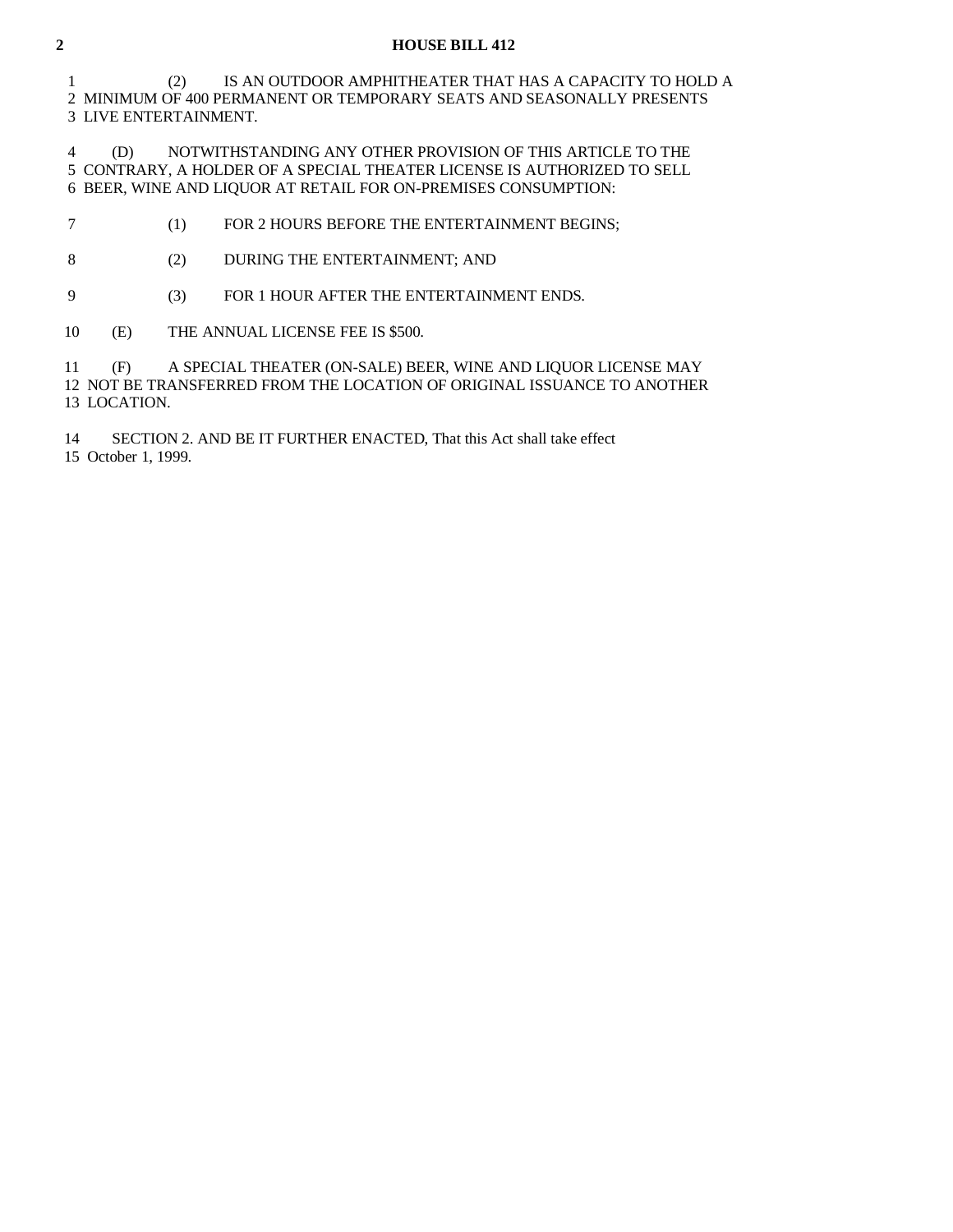(2) IS AN OUTDOOR AMPHITHEATER THAT HAS A CAPACITY TO HOLD A MINIMUM OF 400 PERMANENT OR TEMPORARY SEATS AND SEASONALLY PRESENTS LIVE ENTERTAINMENT.

(D) NOTWITHSTANDING ANY OTHER PROVISION OF THIS ARTICLE TO THE CONTRARY, A HOLDER OF A SPECIAL THEATER LICENSE IS AUTHORIZED TO SELL BEER, WINE AND LIQUOR AT RETAIL FOR ON-PREMISES CONSUMPTION:

(1) FOR 2 HOURS BEFORE THE ENTERTAINMENT BEGINS;

(2) DURING THE ENTERTAINMENT; AND

(3) FOR 1 HOUR AFTER THE ENTERTAINMENT ENDS.

(E) THE ANNUAL LICENSE FEE IS $500.

(F) A SPECIAL THEATER (ON-SALE) BEER, WINE AND LIQUOR LICENSE MAY NOT BE TRANSFERRED FROM THE LOCATION OF ORIGINAL ISSUANCE TO ANOTHER LOCATION.

SECTION 2. AND BE IT FURTHER ENACTED, That this Act shall take effect October 1, 1999.